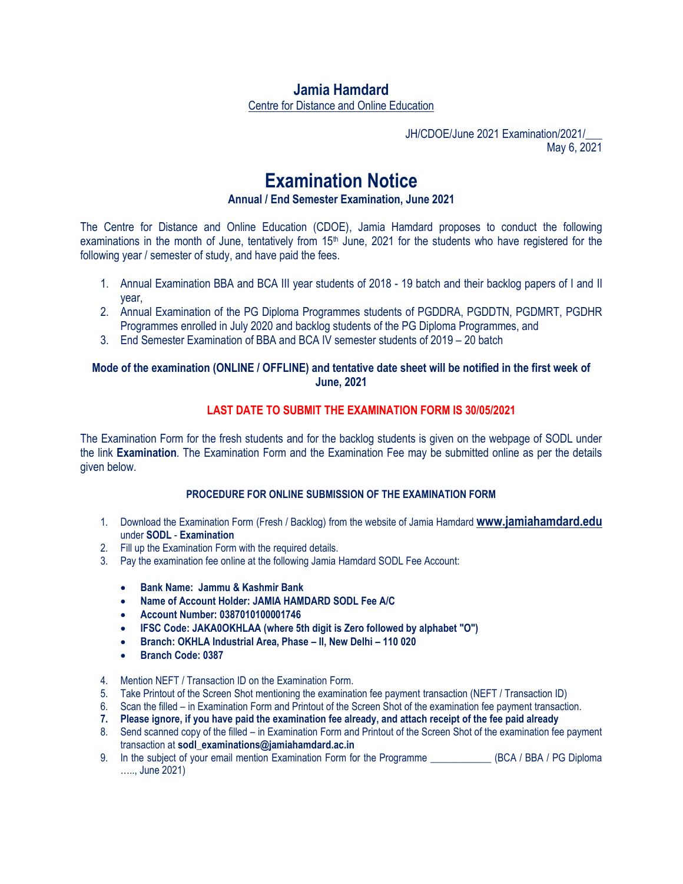# Jamia Hamdard

Centre for Distance and Online Education

JH/CDOE/June 2021 Examination/2021/___
May 6, 2021

## Examination Notice

**Annual / End Semester Examination, June 2021**

The Centre for Distance and Online Education (CDOE), Jamia Hamdard proposes to conduct the following examinations in the month of June, tentatively from 15th June, 2021 for the students who have registered for the following year / semester of study, and have paid the fees.

1. Annual Examination BBA and BCA III year students of 2018 - 19 batch and their backlog papers of I and II year,
2. Annual Examination of the PG Diploma Programmes students of PGDDRA, PGDDTN, PGDMRT, PGDHR Programmes enrolled in July 2020 and backlog students of the PG Diploma Programmes, and
3. End Semester Examination of BBA and BCA IV semester students of 2019 – 20 batch

**Mode of the examination (ONLINE / OFFLINE) and tentative date sheet will be notified in the first week of June, 2021**

**LAST DATE TO SUBMIT THE EXAMINATION FORM IS 30/05/2021**

The Examination Form for the fresh students and for the backlog students is given on the webpage of SODL under the link **Examination**. The Examination Form and the Examination Fee may be submitted online as per the details given below.

**PROCEDURE FOR ONLINE SUBMISSION OF THE EXAMINATION FORM**

1. Download the Examination Form (Fresh / Backlog) from the website of Jamia Hamdard **www.jamiahamdard.edu** under **SODL** - **Examination**
2. Fill up the Examination Form with the required details.
3. Pay the examination fee online at the following Jamia Hamdard SODL Fee Account:
   - **Bank Name: Jammu & Kashmir Bank**
   - **Name of Account Holder: JAMIA HAMDARD SODL Fee A/C**
   - **Account Number: 0387010100001746**
   - **IFSC Code: JAKA0OKHLAA (where 5th digit is Zero followed by alphabet "O")**
   - **Branch: OKHLA Industrial Area, Phase – II, New Delhi – 110 020**
   - **Branch Code: 0387**
4. Mention NEFT / Transaction ID on the Examination Form.
5. Take Printout of the Screen Shot mentioning the examination fee payment transaction (NEFT / Transaction ID)
6. Scan the filled – in Examination Form and Printout of the Screen Shot of the examination fee payment transaction.
7. **Please ignore, if you have paid the examination fee already, and attach receipt of the fee paid already**
8. Send scanned copy of the filled – in Examination Form and Printout of the Screen Shot of the examination fee payment transaction at **sodl_examinations@jamiahamdard.ac.in**
9. In the subject of your email mention Examination Form for the Programme ____________ (BCA / BBA / PG Diploma ….., June 2021)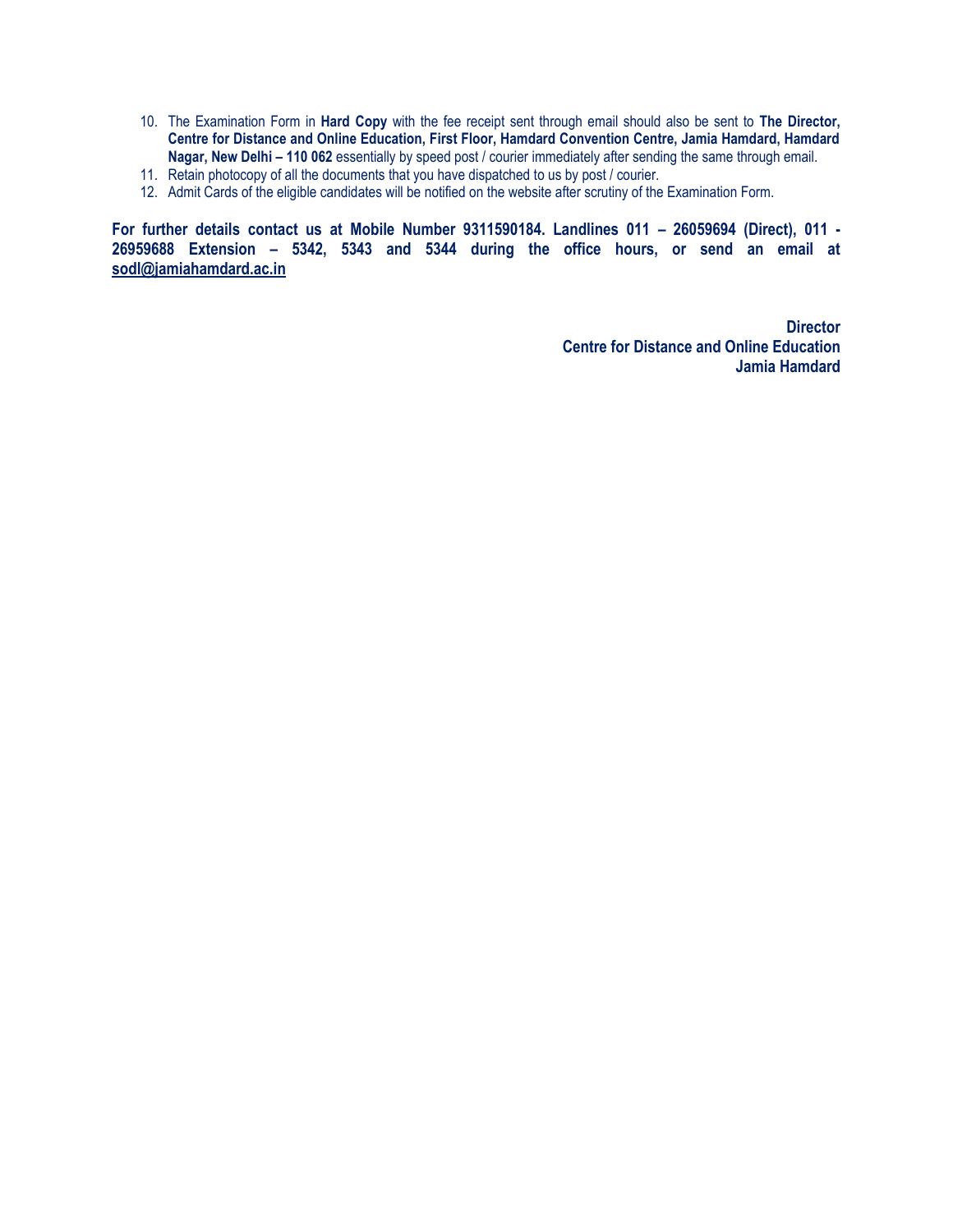10. The Examination Form in **Hard Copy** with the fee receipt sent through email should also be sent to **The Director, Centre for Distance and Online Education, First Floor, Hamdard Convention Centre, Jamia Hamdard, Hamdard Nagar, New Delhi – 110 062** essentially by speed post / courier immediately after sending the same through email.
11. Retain photocopy of all the documents that you have dispatched to us by post / courier.
12. Admit Cards of the eligible candidates will be notified on the website after scrutiny of the Examination Form.

**For further details contact us at Mobile Number 9311590184. Landlines 011 – 26059694 (Direct), 011 - 26959688 Extension – 5342, 5343 and 5344 during the office hours, or send an email at sodl@jamiahamdard.ac.in**

**Director**
**Centre for Distance and Online Education**
**Jamia Hamdard**